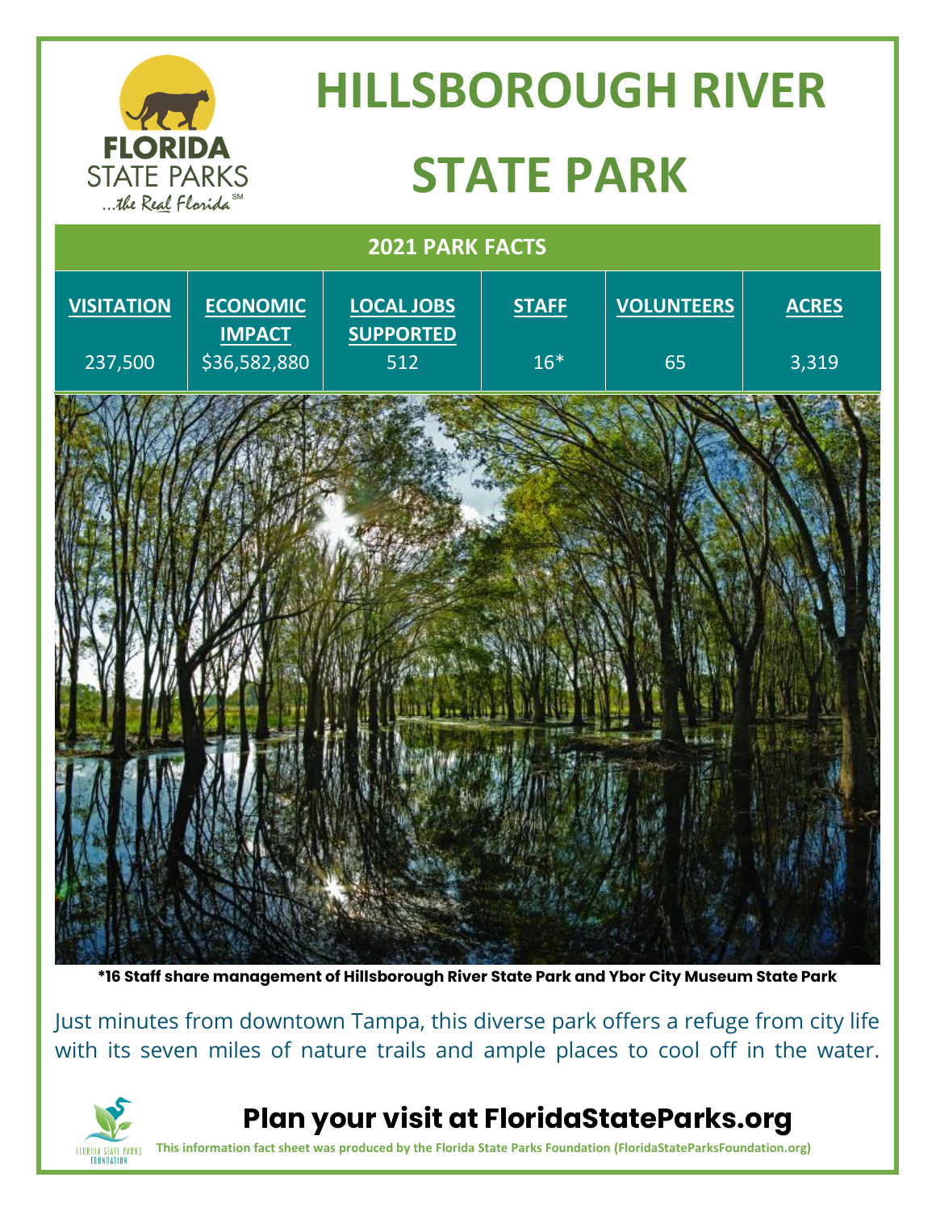# HILLSBOROUGH RIVER STATE PARK

## 2021 PARK FACTS

| VISITATION | ECONOMIC IMPACT | LOCAL JOBS SUPPORTED | STAFF | VOLUNTEERS | ACRES |
|---|---|---|---|---|---|
| 237,500 | $36,582,880 | 512 | 16* | 65 | 3,319 |

**\*16 Staff share management of Hillsborough River State Park and Ybor City Museum State Park**

Just minutes from downtown Tampa, this diverse park offers a refuge from city life with its seven miles of nature trails and ample places to cool off in the water.

## Plan your visit at FloridaStateParks.org

**This information fact sheet was produced by the Florida State Parks Foundation (FloridaStateParksFoundation.org)**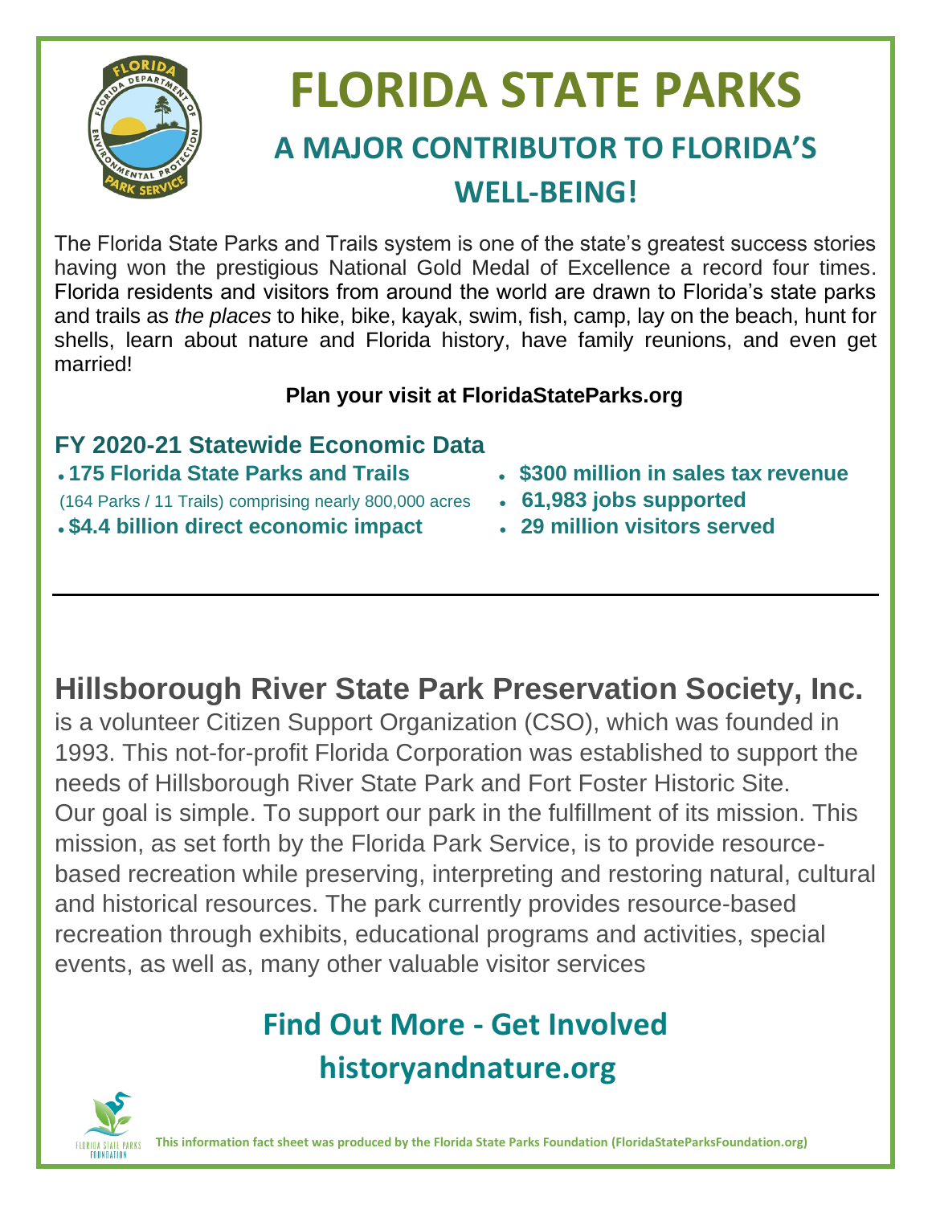# FLORIDA STATE PARKS

## A MAJOR CONTRIBUTOR TO FLORIDA'S WELL-BEING!

The Florida State Parks and Trails system is one of the state's greatest success stories having won the prestigious National Gold Medal of Excellence a record four times. Florida residents and visitors from around the world are drawn to Florida's state parks and trails as *the places* to hike, bike, kayak, swim, fish, camp, lay on the beach, hunt for shells, learn about nature and Florida history, have family reunions, and even get married!

**Plan your visit at FloridaStateParks.org**

### FY 2020-21 Statewide Economic Data

- **175 Florida State Parks and Trails**
  (164 Parks / 11 Trails) comprising nearly 800,000 acres
- **$4.4 billion direct economic impact**
- **$300 million in sales tax revenue**
- **61,983 jobs supported**
- **29 million visitors served**

---

## Hillsborough River State Park Preservation Society, Inc.

is a volunteer Citizen Support Organization (CSO), which was founded in 1993. This not-for-profit Florida Corporation was established to support the needs of Hillsborough River State Park and Fort Foster Historic Site. Our goal is simple. To support our park in the fulfillment of its mission. This mission, as set forth by the Florida Park Service, is to provide resource-based recreation while preserving, interpreting and restoring natural, cultural and historical resources. The park currently provides resource-based recreation through exhibits, educational programs and activities, special events, as well as, many other valuable visitor services

## Find Out More - Get Involved
## historyandnature.org

This information fact sheet was produced by the Florida State Parks Foundation (FloridaStateParksFoundation.org)